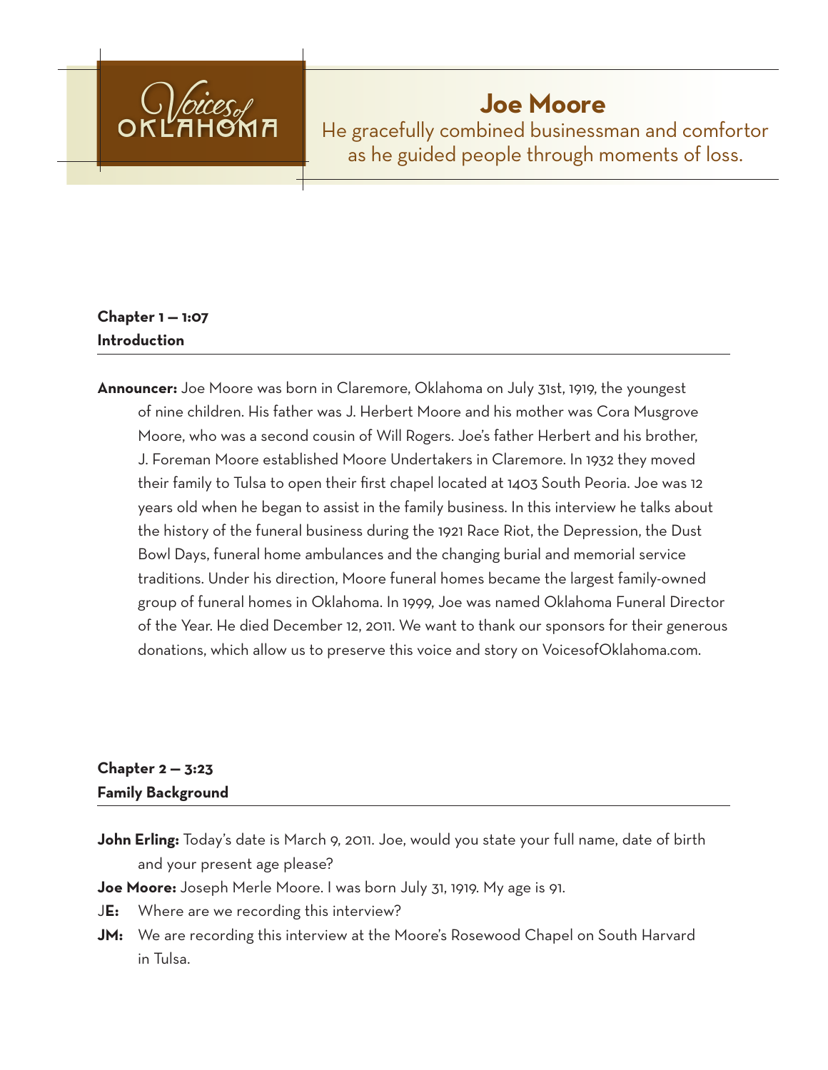Voices of OKLAHOMA

# Joe Moore

He gracefully combined businessman and comfortor as he guided people through moments of loss.

## Chapter 1 — 1:07
## Introduction

**Announcer:** Joe Moore was born in Claremore, Oklahoma on July 31st, 1919, the youngest of nine children. His father was J. Herbert Moore and his mother was Cora Musgrove Moore, who was a second cousin of Will Rogers. Joe's father Herbert and his brother, J. Foreman Moore established Moore Undertakers in Claremore. In 1932 they moved their family to Tulsa to open their first chapel located at 1403 South Peoria. Joe was 12 years old when he began to assist in the family business. In this interview he talks about the history of the funeral business during the 1921 Race Riot, the Depression, the Dust Bowl Days, funeral home ambulances and the changing burial and memorial service traditions. Under his direction, Moore funeral homes became the largest family-owned group of funeral homes in Oklahoma. In 1999, Joe was named Oklahoma Funeral Director of the Year. He died December 12, 2011. We want to thank our sponsors for their generous donations, which allow us to preserve this voice and story on VoicesofOklahoma.com.

## Chapter 2 — 3:23
## Family Background

**John Erling:** Today's date is March 9, 2011. Joe, would you state your full name, date of birth and your present age please?

**Joe Moore:** Joseph Merle Moore. I was born July 31, 1919. My age is 91.

**JE:** Where are we recording this interview?

**JM:** We are recording this interview at the Moore's Rosewood Chapel on South Harvard in Tulsa.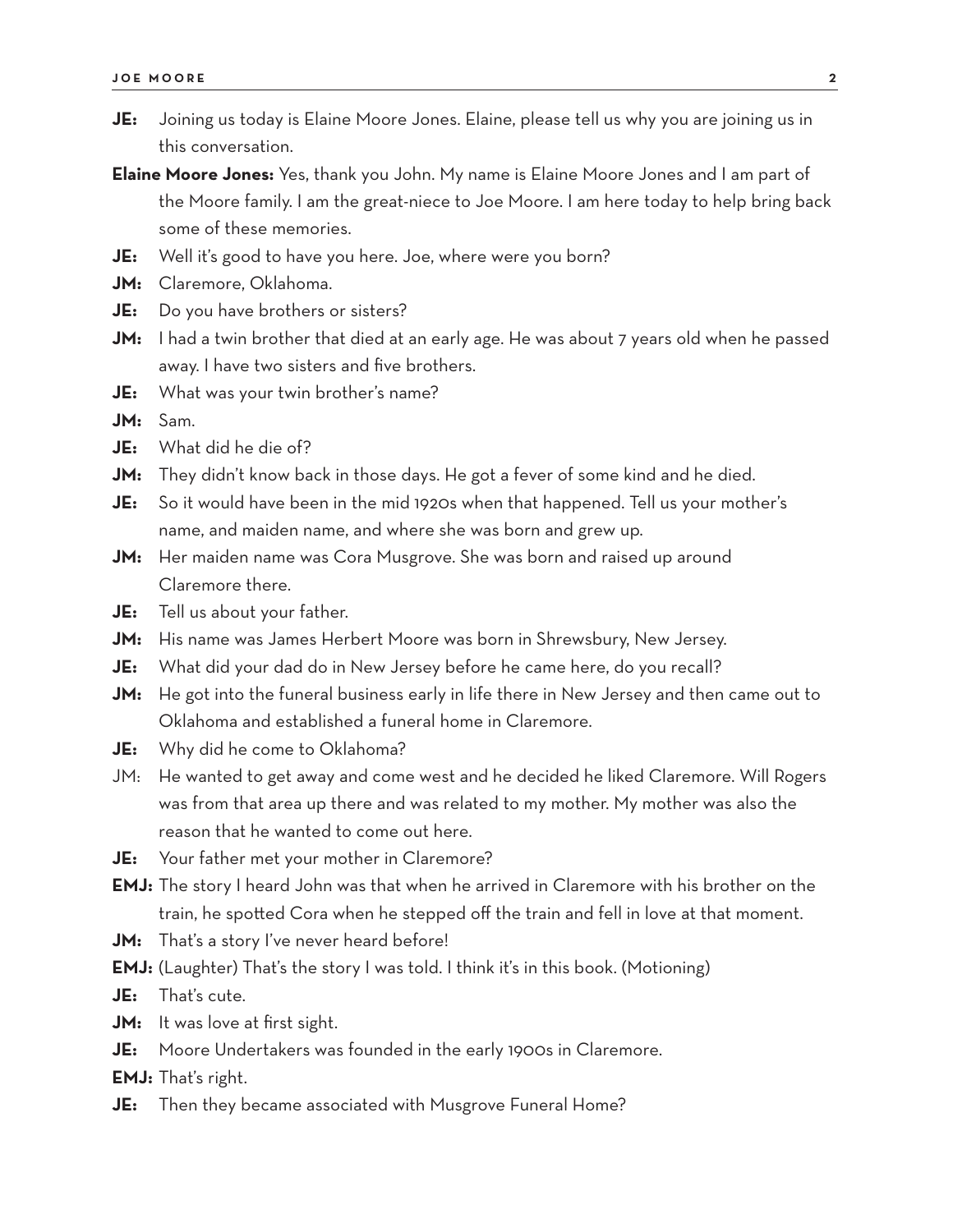**JE:** Joining us today is Elaine Moore Jones. Elaine, please tell us why you are joining us in this conversation.

**Elaine Moore Jones:** Yes, thank you John. My name is Elaine Moore Jones and I am part of the Moore family. I am the great-niece to Joe Moore. I am here today to help bring back some of these memories.

**JE:** Well it's good to have you here. Joe, where were you born?

**JM:** Claremore, Oklahoma.

**JE:** Do you have brothers or sisters?

**JM:** I had a twin brother that died at an early age. He was about 7 years old when he passed away. I have two sisters and five brothers.

**JE:** What was your twin brother's name?

**JM:** Sam.

**JE:** What did he die of?

**JM:** They didn't know back in those days. He got a fever of some kind and he died.

**JE:** So it would have been in the mid 1920s when that happened. Tell us your mother's name, and maiden name, and where she was born and grew up.

**JM:** Her maiden name was Cora Musgrove. She was born and raised up around Claremore there.

**JE:** Tell us about your father.

**JM:** His name was James Herbert Moore was born in Shrewsbury, New Jersey.

**JE:** What did your dad do in New Jersey before he came here, do you recall?

**JM:** He got into the funeral business early in life there in New Jersey and then came out to Oklahoma and established a funeral home in Claremore.

**JE:** Why did he come to Oklahoma?

JM: He wanted to get away and come west and he decided he liked Claremore. Will Rogers was from that area up there and was related to my mother. My mother was also the reason that he wanted to come out here.

**JE:** Your father met your mother in Claremore?

**EMJ:** The story I heard John was that when he arrived in Claremore with his brother on the train, he spotted Cora when he stepped off the train and fell in love at that moment.

**JM:** That's a story I've never heard before!

**EMJ:** (Laughter) That's the story I was told. I think it's in this book. (Motioning)

**JE:** That's cute.

**JM:** It was love at first sight.

**JE:** Moore Undertakers was founded in the early 1900s in Claremore.

**EMJ:** That's right.

**JE:** Then they became associated with Musgrove Funeral Home?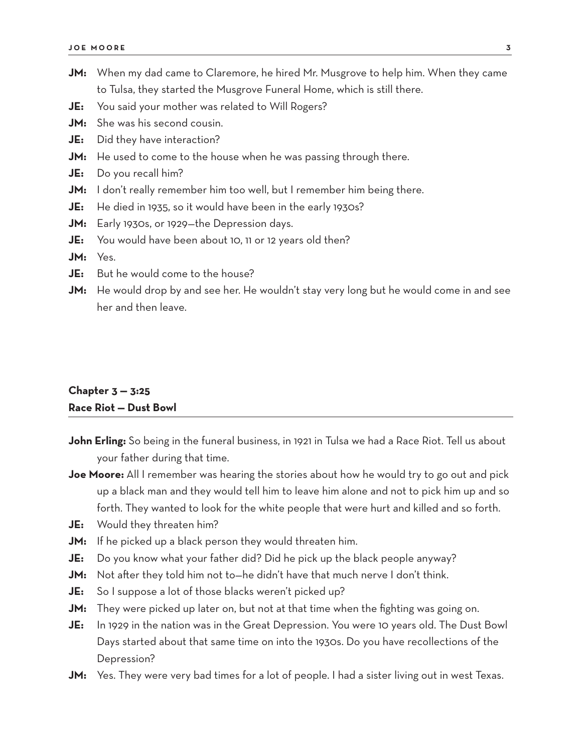**JM:** When my dad came to Claremore, he hired Mr. Musgrove to help him. When they came to Tulsa, they started the Musgrove Funeral Home, which is still there.

**JE:** You said your mother was related to Will Rogers?

**JM:** She was his second cousin.

**JE:** Did they have interaction?

**JM:** He used to come to the house when he was passing through there.

**JE:** Do you recall him?

**JM:** I don't really remember him too well, but I remember him being there.

**JE:** He died in 1935, so it would have been in the early 1930s?

**JM:** Early 1930s, or 1929—the Depression days.

**JE:** You would have been about 10, 11 or 12 years old then?

**JM:** Yes.

**JE:** But he would come to the house?

**JM:** He would drop by and see her. He wouldn't stay very long but he would come in and see her and then leave.

## Chapter 3 — 3:25
## Race Riot — Dust Bowl

**John Erling:** So being in the funeral business, in 1921 in Tulsa we had a Race Riot. Tell us about your father during that time.

**Joe Moore:** All I remember was hearing the stories about how he would try to go out and pick up a black man and they would tell him to leave him alone and not to pick him up and so forth. They wanted to look for the white people that were hurt and killed and so forth.

**JE:** Would they threaten him?

**JM:** If he picked up a black person they would threaten him.

**JE:** Do you know what your father did? Did he pick up the black people anyway?

**JM:** Not after they told him not to—he didn't have that much nerve I don't think.

**JE:** So I suppose a lot of those blacks weren't picked up?

**JM:** They were picked up later on, but not at that time when the fighting was going on.

**JE:** In 1929 in the nation was in the Great Depression. You were 10 years old. The Dust Bowl Days started about that same time on into the 1930s. Do you have recollections of the Depression?

**JM:** Yes. They were very bad times for a lot of people. I had a sister living out in west Texas.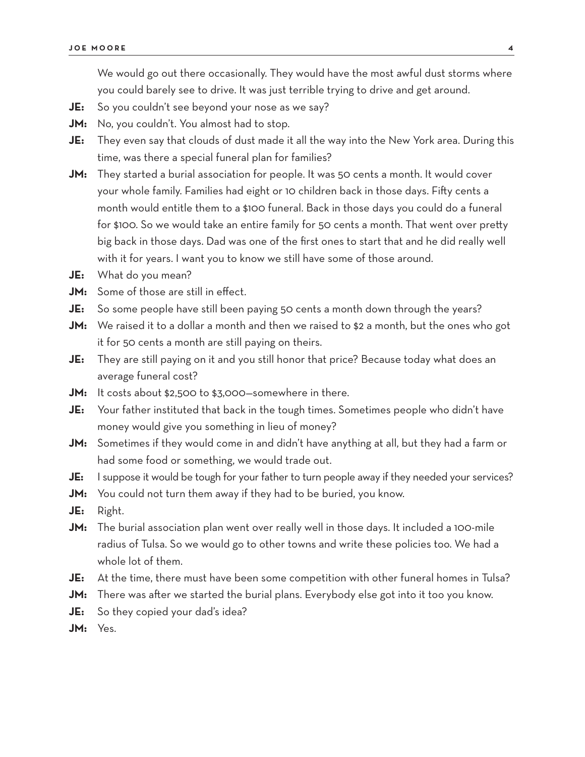We would go out there occasionally. They would have the most awful dust storms where you could barely see to drive. It was just terrible trying to drive and get around.

**JE:** So you couldn't see beyond your nose as we say?

**JM:** No, you couldn't. You almost had to stop.

**JE:** They even say that clouds of dust made it all the way into the New York area. During this time, was there a special funeral plan for families?

**JM:** They started a burial association for people. It was 50 cents a month. It would cover your whole family. Families had eight or 10 children back in those days. Fifty cents a month would entitle them to a $100 funeral. Back in those days you could do a funeral for $100. So we would take an entire family for 50 cents a month. That went over pretty big back in those days. Dad was one of the first ones to start that and he did really well with it for years. I want you to know we still have some of those around.

**JE:** What do you mean?

**JM:** Some of those are still in effect.

**JE:** So some people have still been paying 50 cents a month down through the years?

**JM:** We raised it to a dollar a month and then we raised to $2 a month, but the ones who got it for 50 cents a month are still paying on theirs.

**JE:** They are still paying on it and you still honor that price? Because today what does an average funeral cost?

**JM:** It costs about $2,500 to $3,000—somewhere in there.

**JE:** Your father instituted that back in the tough times. Sometimes people who didn't have money would give you something in lieu of money?

**JM:** Sometimes if they would come in and didn't have anything at all, but they had a farm or had some food or something, we would trade out.

**JE:** I suppose it would be tough for your father to turn people away if they needed your services?

**JM:** You could not turn them away if they had to be buried, you know.

**JE:** Right.

**JM:** The burial association plan went over really well in those days. It included a 100-mile radius of Tulsa. So we would go to other towns and write these policies too. We had a whole lot of them.

**JE:** At the time, there must have been some competition with other funeral homes in Tulsa?

**JM:** There was after we started the burial plans. Everybody else got into it too you know.

**JE:** So they copied your dad's idea?

**JM:** Yes.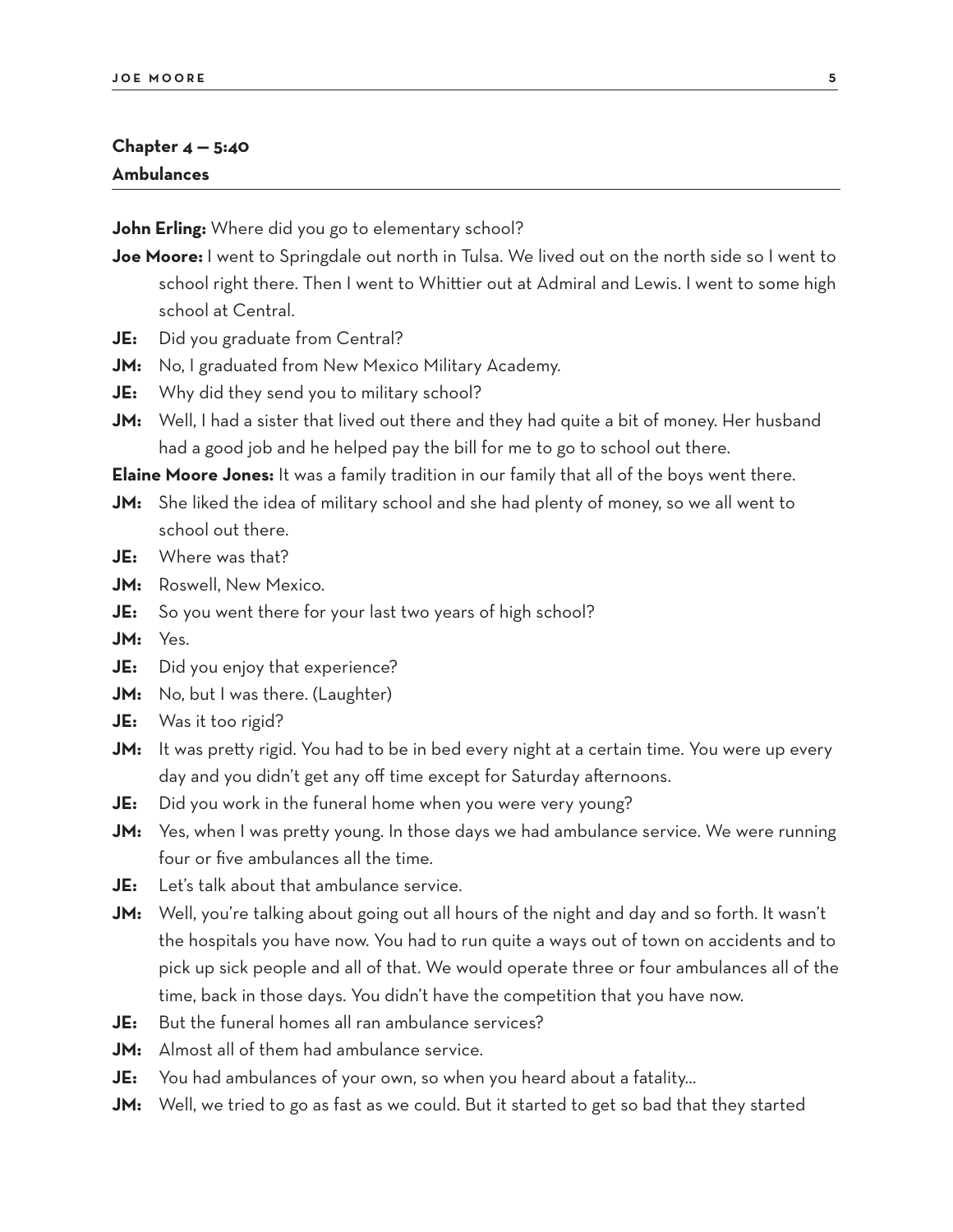## Chapter 4 — 5:40
## Ambulances

**John Erling:** Where did you go to elementary school?

**Joe Moore:** I went to Springdale out north in Tulsa. We lived out on the north side so I went to school right there. Then I went to Whittier out at Admiral and Lewis. I went to some high school at Central.

**JE:** Did you graduate from Central?

**JM:** No, I graduated from New Mexico Military Academy.

**JE:** Why did they send you to military school?

**JM:** Well, I had a sister that lived out there and they had quite a bit of money. Her husband had a good job and he helped pay the bill for me to go to school out there.

**Elaine Moore Jones:** It was a family tradition in our family that all of the boys went there.

**JM:** She liked the idea of military school and she had plenty of money, so we all went to school out there.

**JE:** Where was that?

**JM:** Roswell, New Mexico.

**JE:** So you went there for your last two years of high school?

**JM:** Yes.

**JE:** Did you enjoy that experience?

**JM:** No, but I was there. (Laughter)

**JE:** Was it too rigid?

**JM:** It was pretty rigid. You had to be in bed every night at a certain time. You were up every day and you didn't get any off time except for Saturday afternoons.

**JE:** Did you work in the funeral home when you were very young?

**JM:** Yes, when I was pretty young. In those days we had ambulance service. We were running four or five ambulances all the time.

**JE:** Let's talk about that ambulance service.

**JM:** Well, you're talking about going out all hours of the night and day and so forth. It wasn't the hospitals you have now. You had to run quite a ways out of town on accidents and to pick up sick people and all of that. We would operate three or four ambulances all of the time, back in those days. You didn't have the competition that you have now.

**JE:** But the funeral homes all ran ambulance services?

**JM:** Almost all of them had ambulance service.

**JE:** You had ambulances of your own, so when you heard about a fatality...

**JM:** Well, we tried to go as fast as we could. But it started to get so bad that they started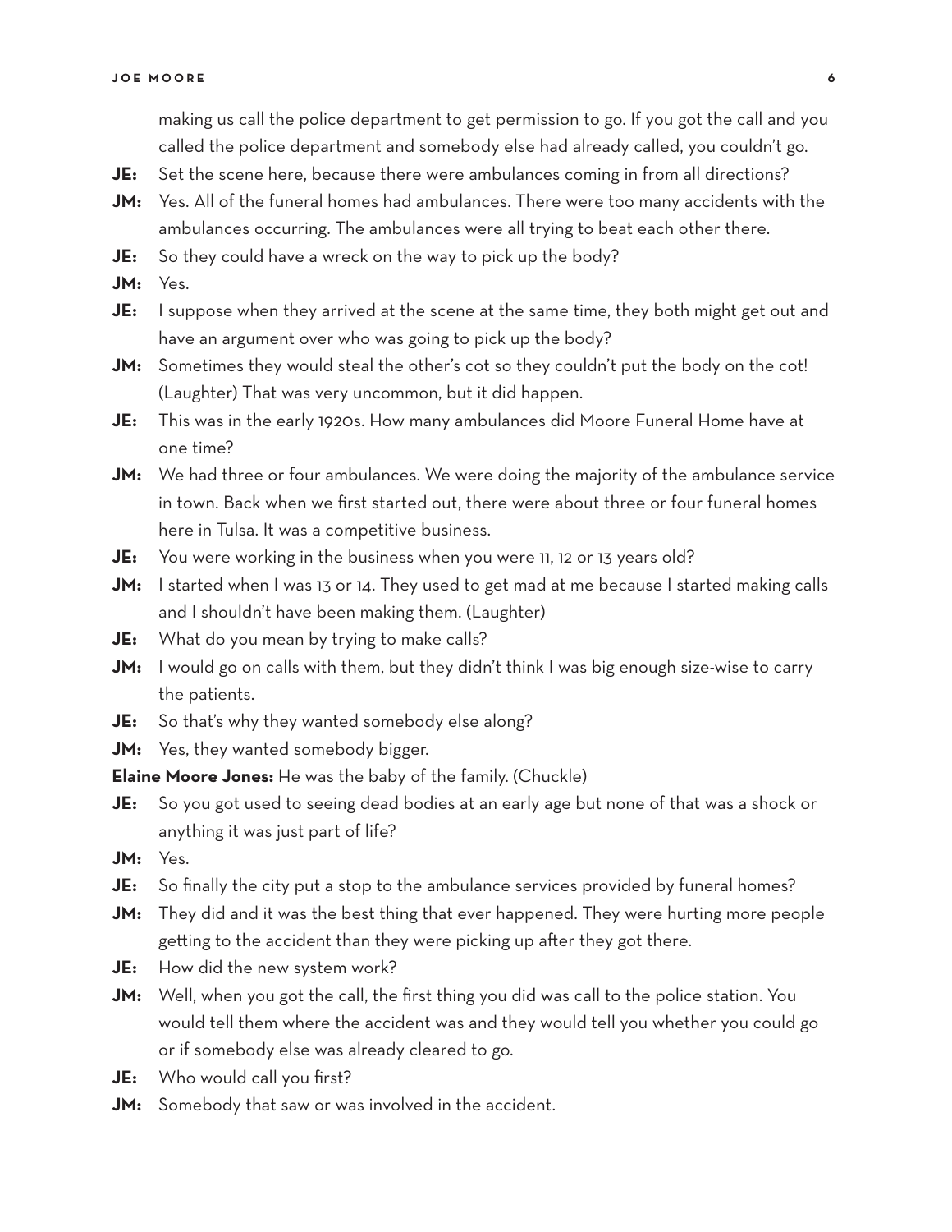making us call the police department to get permission to go. If you got the call and you called the police department and somebody else had already called, you couldn't go.

**JE:** Set the scene here, because there were ambulances coming in from all directions?

**JM:** Yes. All of the funeral homes had ambulances. There were too many accidents with the ambulances occurring. The ambulances were all trying to beat each other there.

**JE:** So they could have a wreck on the way to pick up the body?

**JM:** Yes.

**JE:** I suppose when they arrived at the scene at the same time, they both might get out and have an argument over who was going to pick up the body?

**JM:** Sometimes they would steal the other's cot so they couldn't put the body on the cot! (Laughter) That was very uncommon, but it did happen.

**JE:** This was in the early 1920s. How many ambulances did Moore Funeral Home have at one time?

**JM:** We had three or four ambulances. We were doing the majority of the ambulance service in town. Back when we first started out, there were about three or four funeral homes here in Tulsa. It was a competitive business.

**JE:** You were working in the business when you were 11, 12 or 13 years old?

**JM:** I started when I was 13 or 14. They used to get mad at me because I started making calls and I shouldn't have been making them. (Laughter)

**JE:** What do you mean by trying to make calls?

**JM:** I would go on calls with them, but they didn't think I was big enough size-wise to carry the patients.

**JE:** So that's why they wanted somebody else along?

**JM:** Yes, they wanted somebody bigger.

**Elaine Moore Jones:** He was the baby of the family. (Chuckle)

**JE:** So you got used to seeing dead bodies at an early age but none of that was a shock or anything it was just part of life?

**JM:** Yes.

**JE:** So finally the city put a stop to the ambulance services provided by funeral homes?

**JM:** They did and it was the best thing that ever happened. They were hurting more people getting to the accident than they were picking up after they got there.

**JE:** How did the new system work?

**JM:** Well, when you got the call, the first thing you did was call to the police station. You would tell them where the accident was and they would tell you whether you could go or if somebody else was already cleared to go.

**JE:** Who would call you first?

**JM:** Somebody that saw or was involved in the accident.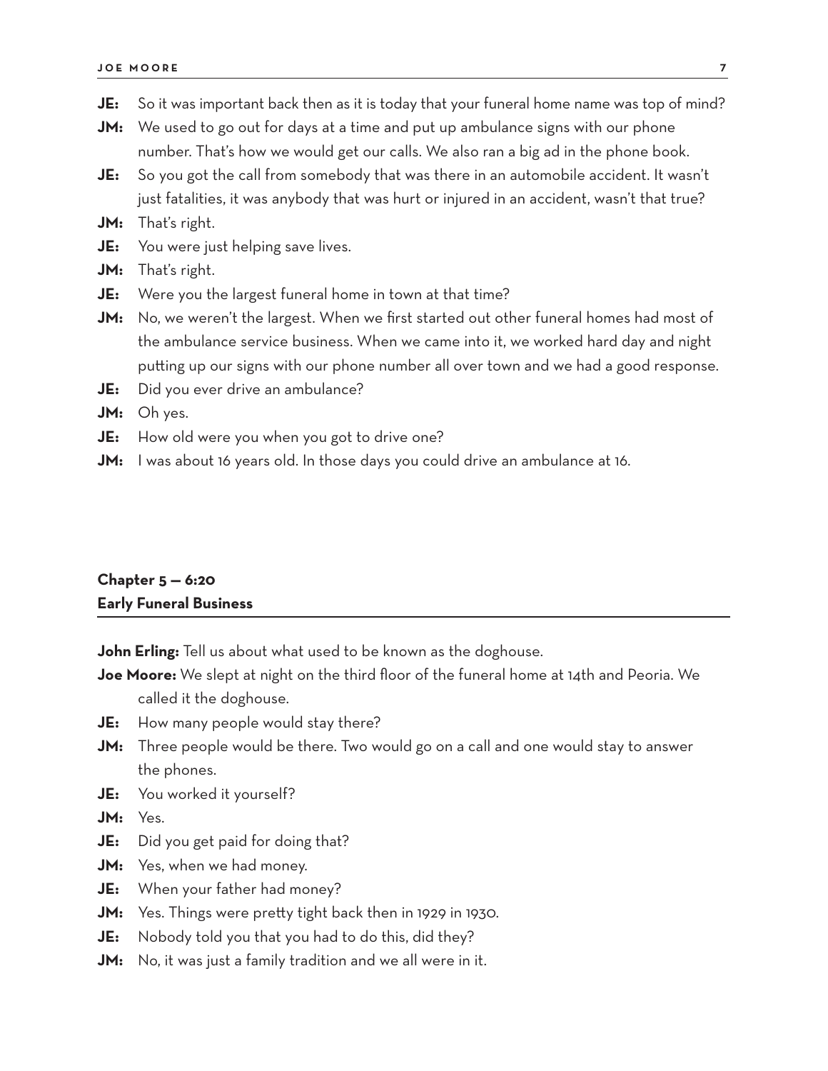**JE:** So it was important back then as it is today that your funeral home name was top of mind?

**JM:** We used to go out for days at a time and put up ambulance signs with our phone number. That's how we would get our calls. We also ran a big ad in the phone book.

**JE:** So you got the call from somebody that was there in an automobile accident. It wasn't just fatalities, it was anybody that was hurt or injured in an accident, wasn't that true?

**JM:** That's right.

**JE:** You were just helping save lives.

**JM:** That's right.

**JE:** Were you the largest funeral home in town at that time?

**JM:** No, we weren't the largest. When we first started out other funeral homes had most of the ambulance service business. When we came into it, we worked hard day and night putting up our signs with our phone number all over town and we had a good response.

**JE:** Did you ever drive an ambulance?

**JM:** Oh yes.

**JE:** How old were you when you got to drive one?

**JM:** I was about 16 years old. In those days you could drive an ambulance at 16.

## Chapter 5 — 6:20
## Early Funeral Business

**John Erling:** Tell us about what used to be known as the doghouse.

**Joe Moore:** We slept at night on the third floor of the funeral home at 14th and Peoria. We called it the doghouse.

**JE:** How many people would stay there?

**JM:** Three people would be there. Two would go on a call and one would stay to answer the phones.

**JE:** You worked it yourself?

**JM:** Yes.

**JE:** Did you get paid for doing that?

**JM:** Yes, when we had money.

**JE:** When your father had money?

**JM:** Yes. Things were pretty tight back then in 1929 in 1930.

**JE:** Nobody told you that you had to do this, did they?

**JM:** No, it was just a family tradition and we all were in it.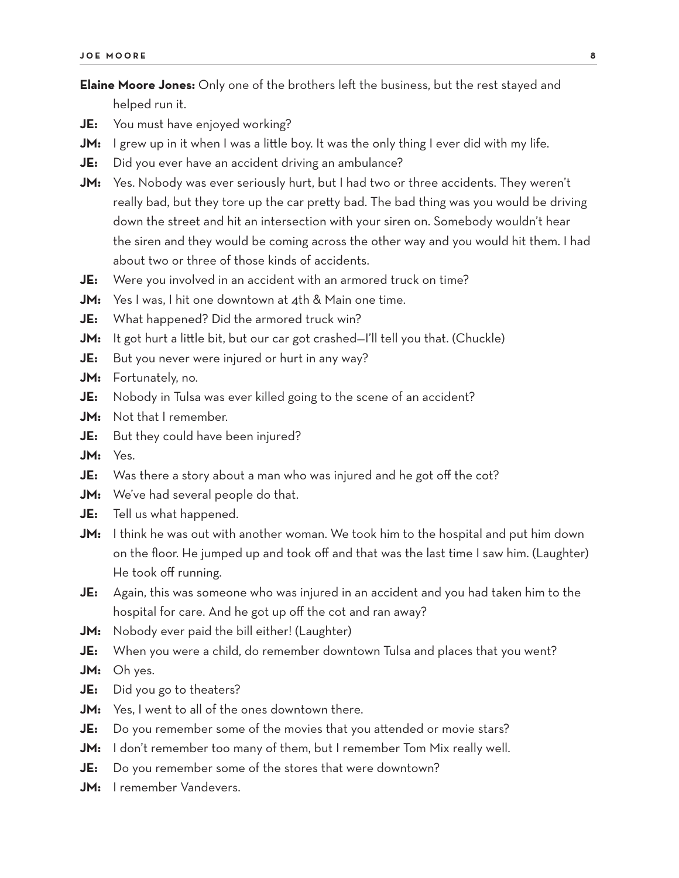**Elaine Moore Jones:** Only one of the brothers left the business, but the rest stayed and helped run it.

**JE:** You must have enjoyed working?

**JM:** I grew up in it when I was a little boy. It was the only thing I ever did with my life.

**JE:** Did you ever have an accident driving an ambulance?

**JM:** Yes. Nobody was ever seriously hurt, but I had two or three accidents. They weren't really bad, but they tore up the car pretty bad. The bad thing was you would be driving down the street and hit an intersection with your siren on. Somebody wouldn't hear the siren and they would be coming across the other way and you would hit them. I had about two or three of those kinds of accidents.

**JE:** Were you involved in an accident with an armored truck on time?

**JM:** Yes I was, I hit one downtown at 4th & Main one time.

**JE:** What happened? Did the armored truck win?

**JM:** It got hurt a little bit, but our car got crashed—I'll tell you that. (Chuckle)

**JE:** But you never were injured or hurt in any way?

**JM:** Fortunately, no.

**JE:** Nobody in Tulsa was ever killed going to the scene of an accident?

**JM:** Not that I remember.

**JE:** But they could have been injured?

**JM:** Yes.

**JE:** Was there a story about a man who was injured and he got off the cot?

**JM:** We've had several people do that.

**JE:** Tell us what happened.

**JM:** I think he was out with another woman. We took him to the hospital and put him down on the floor. He jumped up and took off and that was the last time I saw him. (Laughter) He took off running.

**JE:** Again, this was someone who was injured in an accident and you had taken him to the hospital for care. And he got up off the cot and ran away?

**JM:** Nobody ever paid the bill either! (Laughter)

**JE:** When you were a child, do remember downtown Tulsa and places that you went?

**JM:** Oh yes.

**JE:** Did you go to theaters?

**JM:** Yes, I went to all of the ones downtown there.

**JE:** Do you remember some of the movies that you attended or movie stars?

**JM:** I don't remember too many of them, but I remember Tom Mix really well.

**JE:** Do you remember some of the stores that were downtown?

**JM:** I remember Vandevers.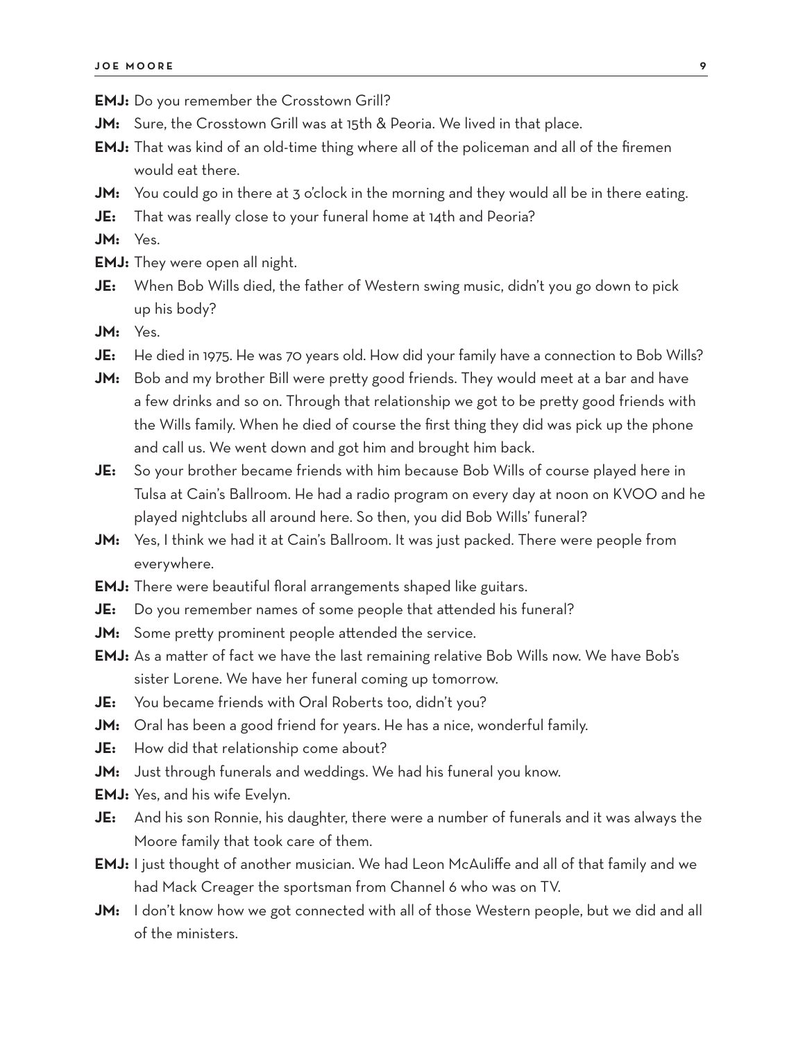**EMJ:** Do you remember the Crosstown Grill?

**JM:** Sure, the Crosstown Grill was at 15th & Peoria. We lived in that place.

**EMJ:** That was kind of an old-time thing where all of the policeman and all of the firemen would eat there.

**JM:** You could go in there at 3 o'clock in the morning and they would all be in there eating.

**JE:** That was really close to your funeral home at 14th and Peoria?

**JM:** Yes.

**EMJ:** They were open all night.

**JE:** When Bob Wills died, the father of Western swing music, didn't you go down to pick up his body?

**JM:** Yes.

**JE:** He died in 1975. He was 70 years old. How did your family have a connection to Bob Wills?

**JM:** Bob and my brother Bill were pretty good friends. They would meet at a bar and have a few drinks and so on. Through that relationship we got to be pretty good friends with the Wills family. When he died of course the first thing they did was pick up the phone and call us. We went down and got him and brought him back.

**JE:** So your brother became friends with him because Bob Wills of course played here in Tulsa at Cain's Ballroom. He had a radio program on every day at noon on KVOO and he played nightclubs all around here. So then, you did Bob Wills' funeral?

**JM:** Yes, I think we had it at Cain's Ballroom. It was just packed. There were people from everywhere.

**EMJ:** There were beautiful floral arrangements shaped like guitars.

**JE:** Do you remember names of some people that attended his funeral?

**JM:** Some pretty prominent people attended the service.

**EMJ:** As a matter of fact we have the last remaining relative Bob Wills now. We have Bob's sister Lorene. We have her funeral coming up tomorrow.

**JE:** You became friends with Oral Roberts too, didn't you?

**JM:** Oral has been a good friend for years. He has a nice, wonderful family.

**JE:** How did that relationship come about?

**JM:** Just through funerals and weddings. We had his funeral you know.

**EMJ:** Yes, and his wife Evelyn.

**JE:** And his son Ronnie, his daughter, there were a number of funerals and it was always the Moore family that took care of them.

**EMJ:** I just thought of another musician. We had Leon McAuliffe and all of that family and we had Mack Creager the sportsman from Channel 6 who was on TV.

**JM:** I don't know how we got connected with all of those Western people, but we did and all of the ministers.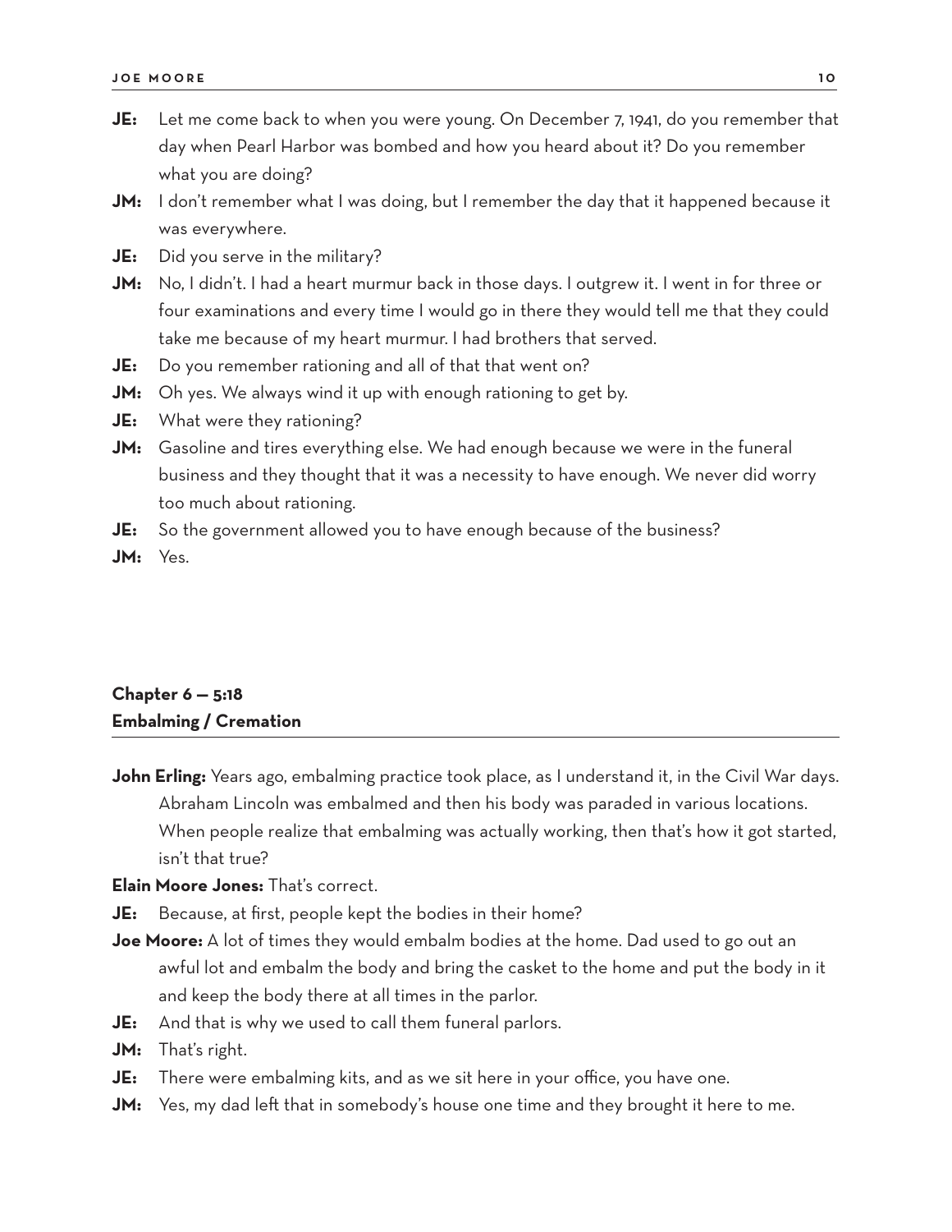**JE:** Let me come back to when you were young. On December 7, 1941, do you remember that day when Pearl Harbor was bombed and how you heard about it? Do you remember what you are doing?

**JM:** I don't remember what I was doing, but I remember the day that it happened because it was everywhere.

**JE:** Did you serve in the military?

**JM:** No, I didn't. I had a heart murmur back in those days. I outgrew it. I went in for three or four examinations and every time I would go in there they would tell me that they could take me because of my heart murmur. I had brothers that served.

**JE:** Do you remember rationing and all of that that went on?

**JM:** Oh yes. We always wind it up with enough rationing to get by.

**JE:** What were they rationing?

**JM:** Gasoline and tires everything else. We had enough because we were in the funeral business and they thought that it was a necessity to have enough. We never did worry too much about rationing.

**JE:** So the government allowed you to have enough because of the business?

**JM:** Yes.

## Chapter 6 — 5:18
## Embalming / Cremation

**John Erling:** Years ago, embalming practice took place, as I understand it, in the Civil War days. Abraham Lincoln was embalmed and then his body was paraded in various locations. When people realize that embalming was actually working, then that's how it got started, isn't that true?

**Elain Moore Jones:** That's correct.

**JE:** Because, at first, people kept the bodies in their home?

**Joe Moore:** A lot of times they would embalm bodies at the home. Dad used to go out an awful lot and embalm the body and bring the casket to the home and put the body in it and keep the body there at all times in the parlor.

**JE:** And that is why we used to call them funeral parlors.

**JM:** That's right.

**JE:** There were embalming kits, and as we sit here in your office, you have one.

**JM:** Yes, my dad left that in somebody's house one time and they brought it here to me.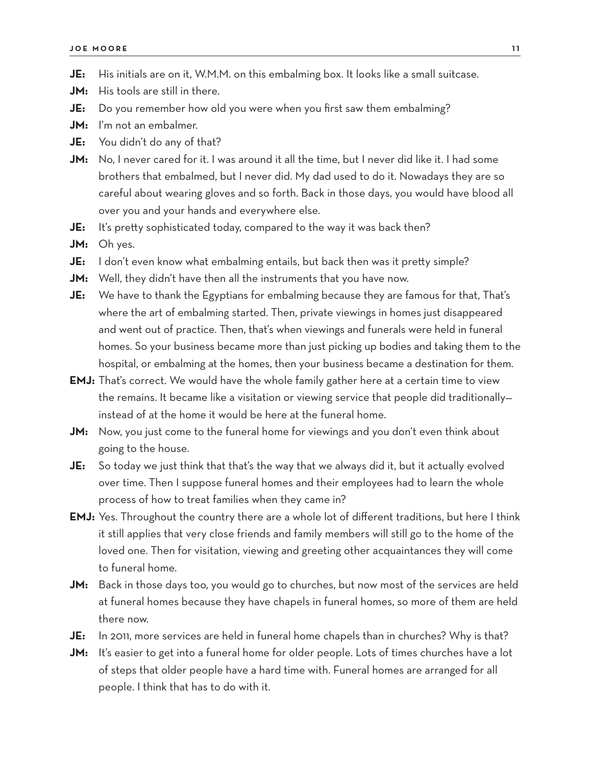**JE:** His initials are on it, W.M.M. on this embalming box. It looks like a small suitcase.

**JM:** His tools are still in there.

**JE:** Do you remember how old you were when you first saw them embalming?

**JM:** I'm not an embalmer.

**JE:** You didn't do any of that?

**JM:** No, I never cared for it. I was around it all the time, but I never did like it. I had some brothers that embalmed, but I never did. My dad used to do it. Nowadays they are so careful about wearing gloves and so forth. Back in those days, you would have blood all over you and your hands and everywhere else.

**JE:** It's pretty sophisticated today, compared to the way it was back then?

**JM:** Oh yes.

**JE:** I don't even know what embalming entails, but back then was it pretty simple?

**JM:** Well, they didn't have then all the instruments that you have now.

**JE:** We have to thank the Egyptians for embalming because they are famous for that, That's where the art of embalming started. Then, private viewings in homes just disappeared and went out of practice. Then, that's when viewings and funerals were held in funeral homes. So your business became more than just picking up bodies and taking them to the hospital, or embalming at the homes, then your business became a destination for them.

**EMJ:** That's correct. We would have the whole family gather here at a certain time to view the remains. It became like a visitation or viewing service that people did traditionally—instead of at the home it would be here at the funeral home.

**JM:** Now, you just come to the funeral home for viewings and you don't even think about going to the house.

**JE:** So today we just think that that's the way that we always did it, but it actually evolved over time. Then I suppose funeral homes and their employees had to learn the whole process of how to treat families when they came in?

**EMJ:** Yes. Throughout the country there are a whole lot of different traditions, but here I think it still applies that very close friends and family members will still go to the home of the loved one. Then for visitation, viewing and greeting other acquaintances they will come to funeral home.

**JM:** Back in those days too, you would go to churches, but now most of the services are held at funeral homes because they have chapels in funeral homes, so more of them are held there now.

**JE:** In 2011, more services are held in funeral home chapels than in churches? Why is that?

**JM:** It's easier to get into a funeral home for older people. Lots of times churches have a lot of steps that older people have a hard time with. Funeral homes are arranged for all people. I think that has to do with it.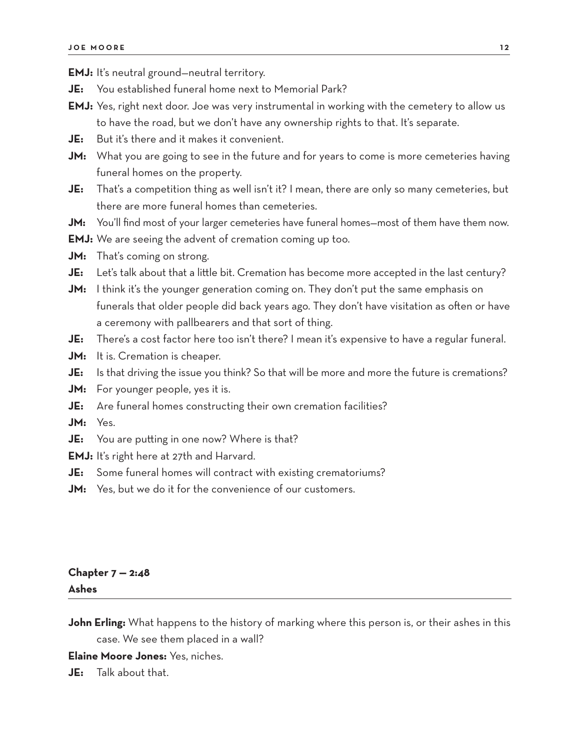**EMJ:** It's neutral ground—neutral territory.

**JE:** You established funeral home next to Memorial Park?

**EMJ:** Yes, right next door. Joe was very instrumental in working with the cemetery to allow us to have the road, but we don't have any ownership rights to that. It's separate.

**JE:** But it's there and it makes it convenient.

**JM:** What you are going to see in the future and for years to come is more cemeteries having funeral homes on the property.

**JE:** That's a competition thing as well isn't it? I mean, there are only so many cemeteries, but there are more funeral homes than cemeteries.

**JM:** You'll find most of your larger cemeteries have funeral homes—most of them have them now.

**EMJ:** We are seeing the advent of cremation coming up too.

**JM:** That's coming on strong.

**JE:** Let's talk about that a little bit. Cremation has become more accepted in the last century?

**JM:** I think it's the younger generation coming on. They don't put the same emphasis on funerals that older people did back years ago. They don't have visitation as often or have a ceremony with pallbearers and that sort of thing.

**JE:** There's a cost factor here too isn't there? I mean it's expensive to have a regular funeral.

**JM:** It is. Cremation is cheaper.

**JE:** Is that driving the issue you think? So that will be more and more the future is cremations?

**JM:** For younger people, yes it is.

**JE:** Are funeral homes constructing their own cremation facilities?

**JM:** Yes.

**JE:** You are putting in one now? Where is that?

**EMJ:** It's right here at 27th and Harvard.

**JE:** Some funeral homes will contract with existing crematoriums?

**JM:** Yes, but we do it for the convenience of our customers.

## Chapter 7 — 2:48
## Ashes

**John Erling:** What happens to the history of marking where this person is, or their ashes in this case. We see them placed in a wall?

**Elaine Moore Jones:** Yes, niches.

**JE:** Talk about that.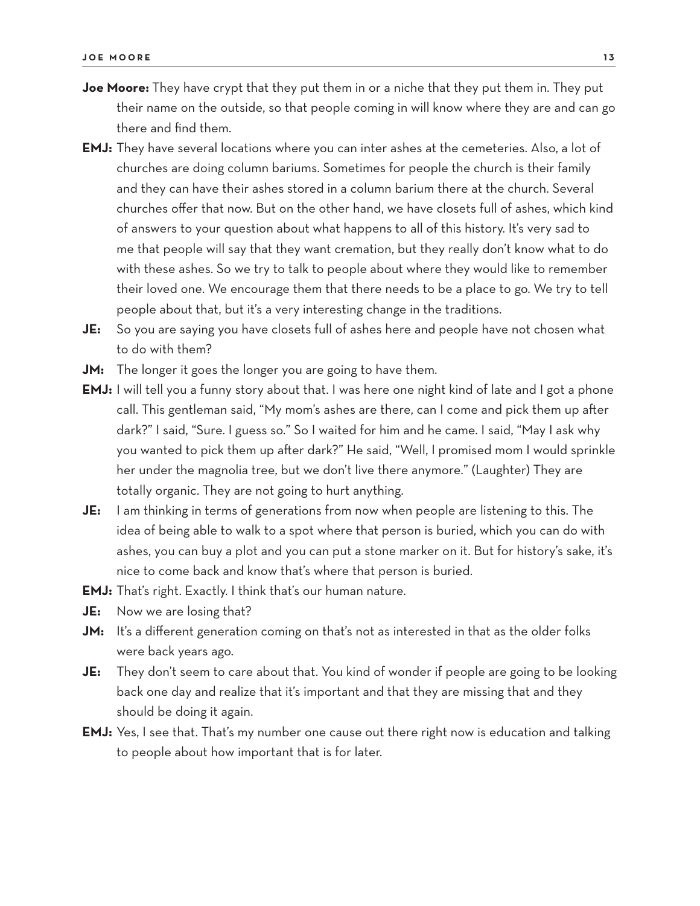**Joe Moore:** They have crypt that they put them in or a niche that they put them in. They put their name on the outside, so that people coming in will know where they are and can go there and find them.

**EMJ:** They have several locations where you can inter ashes at the cemeteries. Also, a lot of churches are doing column bariums. Sometimes for people the church is their family and they can have their ashes stored in a column barium there at the church. Several churches offer that now. But on the other hand, we have closets full of ashes, which kind of answers to your question about what happens to all of this history. It's very sad to me that people will say that they want cremation, but they really don't know what to do with these ashes. So we try to talk to people about where they would like to remember their loved one. We encourage them that there needs to be a place to go. We try to tell people about that, but it's a very interesting change in the traditions.

**JE:** So you are saying you have closets full of ashes here and people have not chosen what to do with them?

**JM:** The longer it goes the longer you are going to have them.

**EMJ:** I will tell you a funny story about that. I was here one night kind of late and I got a phone call. This gentleman said, "My mom's ashes are there, can I come and pick them up after dark?" I said, "Sure. I guess so." So I waited for him and he came. I said, "May I ask why you wanted to pick them up after dark?" He said, "Well, I promised mom I would sprinkle her under the magnolia tree, but we don't live there anymore." (Laughter) They are totally organic. They are not going to hurt anything.

**JE:** I am thinking in terms of generations from now when people are listening to this. The idea of being able to walk to a spot where that person is buried, which you can do with ashes, you can buy a plot and you can put a stone marker on it. But for history's sake, it's nice to come back and know that's where that person is buried.

**EMJ:** That's right. Exactly. I think that's our human nature.

**JE:** Now we are losing that?

**JM:** It's a different generation coming on that's not as interested in that as the older folks were back years ago.

**JE:** They don't seem to care about that. You kind of wonder if people are going to be looking back one day and realize that it's important and that they are missing that and they should be doing it again.

**EMJ:** Yes, I see that. That's my number one cause out there right now is education and talking to people about how important that is for later.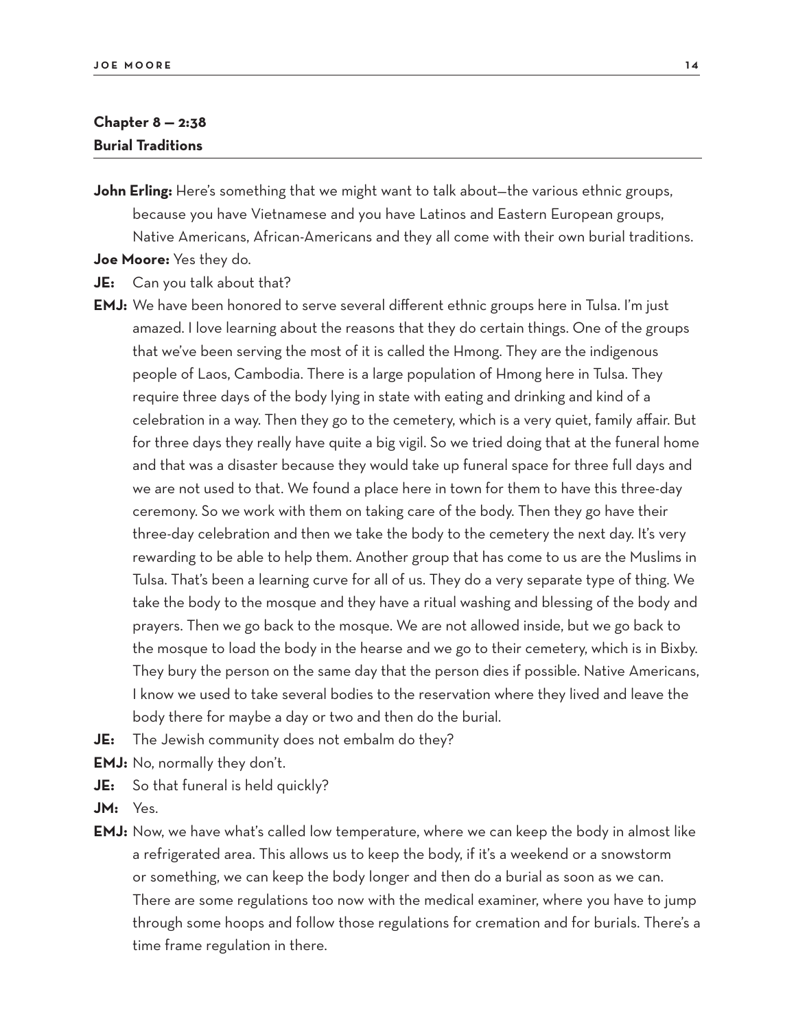## Chapter 8 — 2:38
## Burial Traditions

**John Erling:** Here's something that we might want to talk about—the various ethnic groups, because you have Vietnamese and you have Latinos and Eastern European groups, Native Americans, African-Americans and they all come with their own burial traditions.

**Joe Moore:** Yes they do.

**JE:** Can you talk about that?

**EMJ:** We have been honored to serve several different ethnic groups here in Tulsa. I'm just amazed. I love learning about the reasons that they do certain things. One of the groups that we've been serving the most of it is called the Hmong. They are the indigenous people of Laos, Cambodia. There is a large population of Hmong here in Tulsa. They require three days of the body lying in state with eating and drinking and kind of a celebration in a way. Then they go to the cemetery, which is a very quiet, family affair. But for three days they really have quite a big vigil. So we tried doing that at the funeral home and that was a disaster because they would take up funeral space for three full days and we are not used to that. We found a place here in town for them to have this three-day ceremony. So we work with them on taking care of the body. Then they go have their three-day celebration and then we take the body to the cemetery the next day. It's very rewarding to be able to help them. Another group that has come to us are the Muslims in Tulsa. That's been a learning curve for all of us. They do a very separate type of thing. We take the body to the mosque and they have a ritual washing and blessing of the body and prayers. Then we go back to the mosque. We are not allowed inside, but we go back to the mosque to load the body in the hearse and we go to their cemetery, which is in Bixby. They bury the person on the same day that the person dies if possible. Native Americans, I know we used to take several bodies to the reservation where they lived and leave the body there for maybe a day or two and then do the burial.

**JE:** The Jewish community does not embalm do they?

**EMJ:** No, normally they don't.

**JE:** So that funeral is held quickly?

**JM:** Yes.

**EMJ:** Now, we have what's called low temperature, where we can keep the body in almost like a refrigerated area. This allows us to keep the body, if it's a weekend or a snowstorm or something, we can keep the body longer and then do a burial as soon as we can. There are some regulations too now with the medical examiner, where you have to jump through some hoops and follow those regulations for cremation and for burials. There's a time frame regulation in there.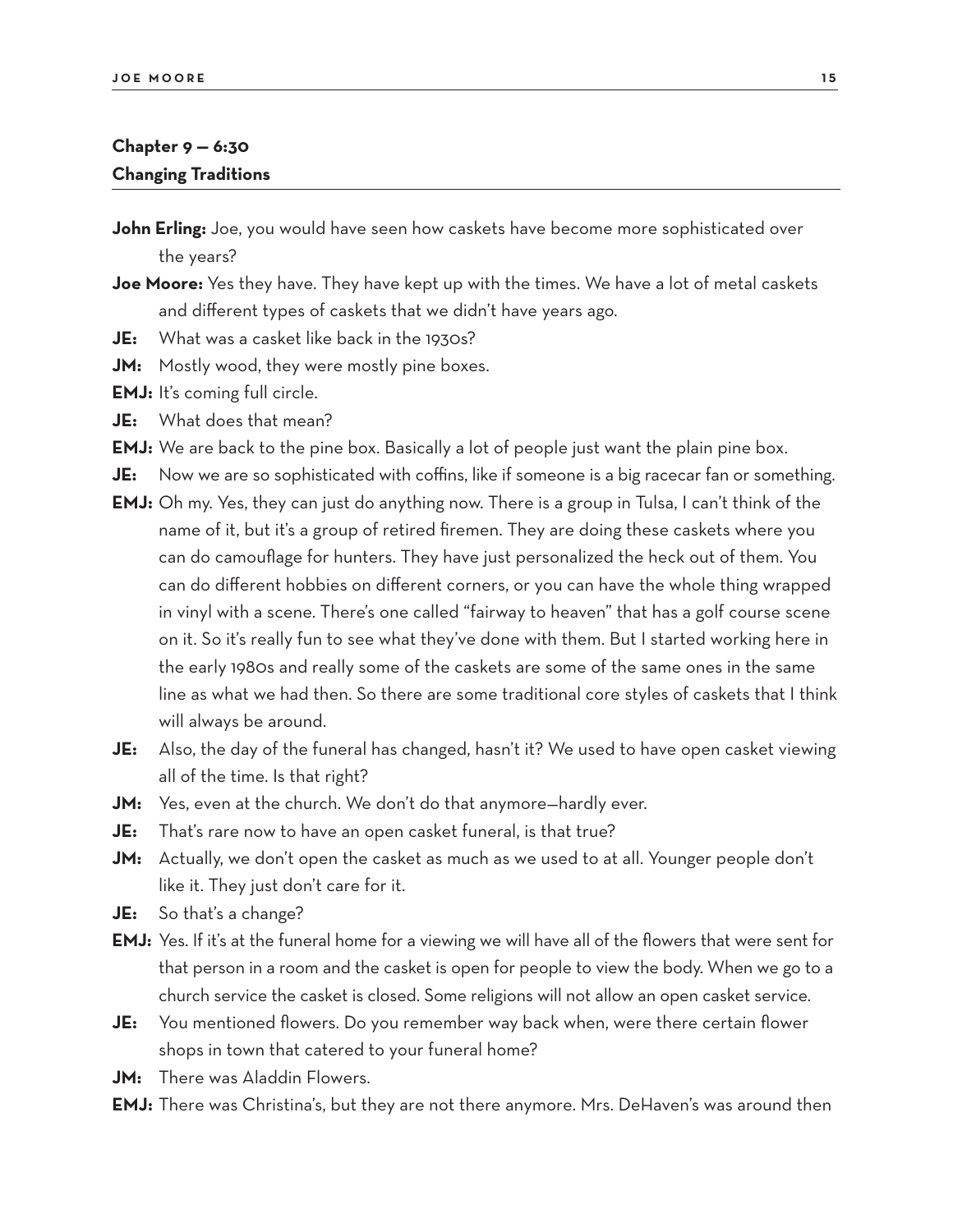## Chapter 9 — 6:30
## Changing Traditions

**John Erling:** Joe, you would have seen how caskets have become more sophisticated over the years?

**Joe Moore:** Yes they have. They have kept up with the times. We have a lot of metal caskets and different types of caskets that we didn't have years ago.

**JE:** What was a casket like back in the 1930s?

**JM:** Mostly wood, they were mostly pine boxes.

**EMJ:** It's coming full circle.

**JE:** What does that mean?

**EMJ:** We are back to the pine box. Basically a lot of people just want the plain pine box.

**JE:** Now we are so sophisticated with coffins, like if someone is a big racecar fan or something.

**EMJ:** Oh my. Yes, they can just do anything now. There is a group in Tulsa, I can't think of the name of it, but it's a group of retired firemen. They are doing these caskets where you can do camouflage for hunters. They have just personalized the heck out of them. You can do different hobbies on different corners, or you can have the whole thing wrapped in vinyl with a scene. There's one called "fairway to heaven" that has a golf course scene on it. So it's really fun to see what they've done with them. But I started working here in the early 1980s and really some of the caskets are some of the same ones in the same line as what we had then. So there are some traditional core styles of caskets that I think will always be around.

**JE:** Also, the day of the funeral has changed, hasn't it? We used to have open casket viewing all of the time. Is that right?

**JM:** Yes, even at the church. We don't do that anymore—hardly ever.

**JE:** That's rare now to have an open casket funeral, is that true?

**JM:** Actually, we don't open the casket as much as we used to at all. Younger people don't like it. They just don't care for it.

**JE:** So that's a change?

**EMJ:** Yes. If it's at the funeral home for a viewing we will have all of the flowers that were sent for that person in a room and the casket is open for people to view the body. When we go to a church service the casket is closed. Some religions will not allow an open casket service.

**JE:** You mentioned flowers. Do you remember way back when, were there certain flower shops in town that catered to your funeral home?

**JM:** There was Aladdin Flowers.

**EMJ:** There was Christina's, but they are not there anymore. Mrs. DeHaven's was around then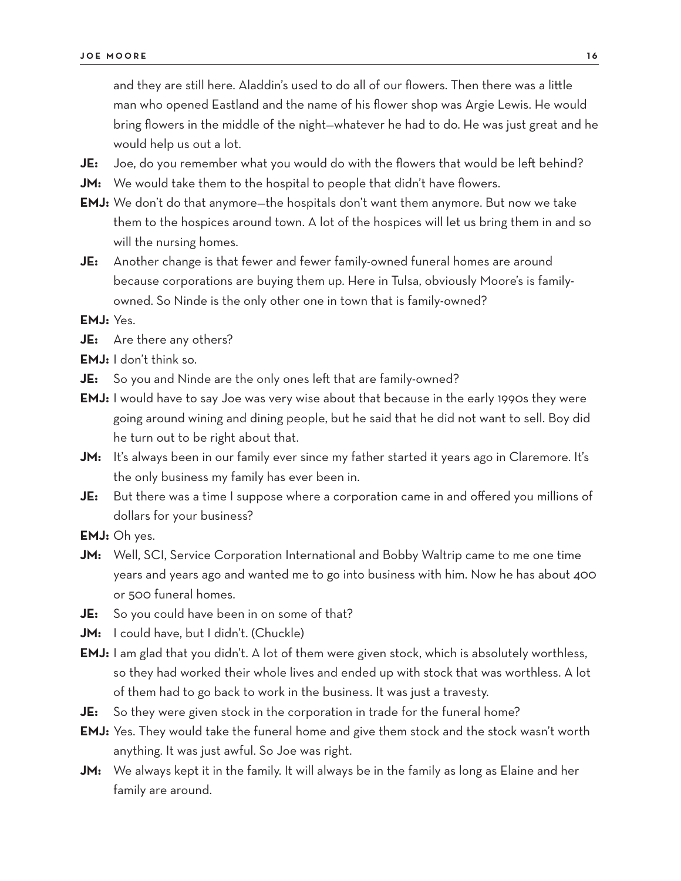and they are still here. Aladdin's used to do all of our flowers. Then there was a little man who opened Eastland and the name of his flower shop was Argie Lewis. He would bring flowers in the middle of the night—whatever he had to do. He was just great and he would help us out a lot.

**JE:** Joe, do you remember what you would do with the flowers that would be left behind?

**JM:** We would take them to the hospital to people that didn't have flowers.

**EMJ:** We don't do that anymore—the hospitals don't want them anymore. But now we take them to the hospices around town. A lot of the hospices will let us bring them in and so will the nursing homes.

**JE:** Another change is that fewer and fewer family-owned funeral homes are around because corporations are buying them up. Here in Tulsa, obviously Moore's is family-owned. So Ninde is the only other one in town that is family-owned?

**EMJ:** Yes.

**JE:** Are there any others?

**EMJ:** I don't think so.

**JE:** So you and Ninde are the only ones left that are family-owned?

**EMJ:** I would have to say Joe was very wise about that because in the early 1990s they were going around wining and dining people, but he said that he did not want to sell. Boy did he turn out to be right about that.

**JM:** It's always been in our family ever since my father started it years ago in Claremore. It's the only business my family has ever been in.

**JE:** But there was a time I suppose where a corporation came in and offered you millions of dollars for your business?

**EMJ:** Oh yes.

**JM:** Well, SCI, Service Corporation International and Bobby Waltrip came to me one time years and years ago and wanted me to go into business with him. Now he has about 400 or 500 funeral homes.

**JE:** So you could have been in on some of that?

**JM:** I could have, but I didn't. (Chuckle)

**EMJ:** I am glad that you didn't. A lot of them were given stock, which is absolutely worthless, so they had worked their whole lives and ended up with stock that was worthless. A lot of them had to go back to work in the business. It was just a travesty.

**JE:** So they were given stock in the corporation in trade for the funeral home?

**EMJ:** Yes. They would take the funeral home and give them stock and the stock wasn't worth anything. It was just awful. So Joe was right.

**JM:** We always kept it in the family. It will always be in the family as long as Elaine and her family are around.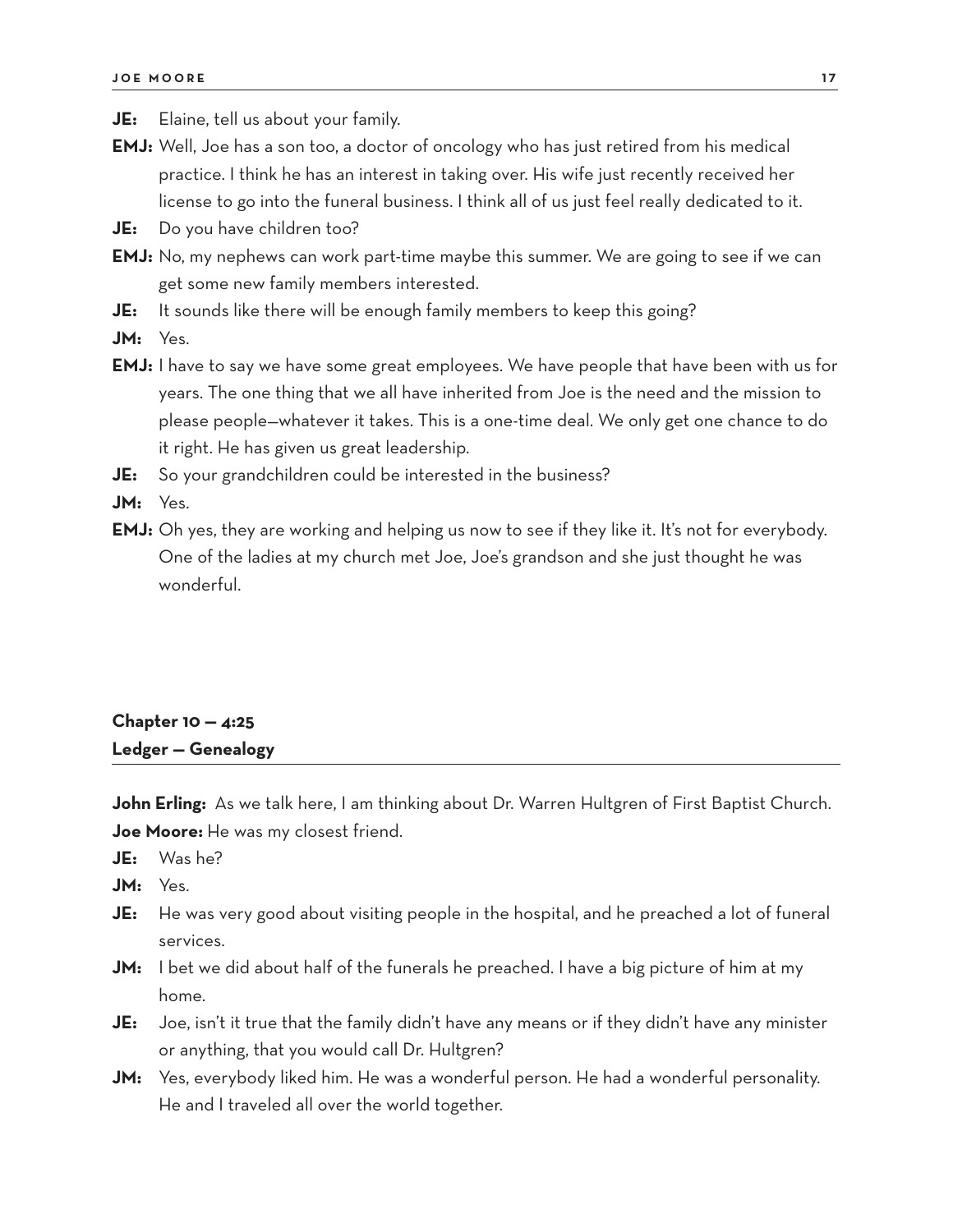**JE:** Elaine, tell us about your family.

**EMJ:** Well, Joe has a son too, a doctor of oncology who has just retired from his medical practice. I think he has an interest in taking over. His wife just recently received her license to go into the funeral business. I think all of us just feel really dedicated to it.

**JE:** Do you have children too?

**EMJ:** No, my nephews can work part-time maybe this summer. We are going to see if we can get some new family members interested.

**JE:** It sounds like there will be enough family members to keep this going?

**JM:** Yes.

**EMJ:** I have to say we have some great employees. We have people that have been with us for years. The one thing that we all have inherited from Joe is the need and the mission to please people—whatever it takes. This is a one-time deal. We only get one chance to do it right. He has given us great leadership.

**JE:** So your grandchildren could be interested in the business?

**JM:** Yes.

**EMJ:** Oh yes, they are working and helping us now to see if they like it. It's not for everybody. One of the ladies at my church met Joe, Joe's grandson and she just thought he was wonderful.

## Chapter 10 — 4:25
## Ledger — Genealogy

**John Erling:** As we talk here, I am thinking about Dr. Warren Hultgren of First Baptist Church.

**Joe Moore:** He was my closest friend.

**JE:** Was he?

**JM:** Yes.

**JE:** He was very good about visiting people in the hospital, and he preached a lot of funeral services.

**JM:** I bet we did about half of the funerals he preached. I have a big picture of him at my home.

**JE:** Joe, isn't it true that the family didn't have any means or if they didn't have any minister or anything, that you would call Dr. Hultgren?

**JM:** Yes, everybody liked him. He was a wonderful person. He had a wonderful personality. He and I traveled all over the world together.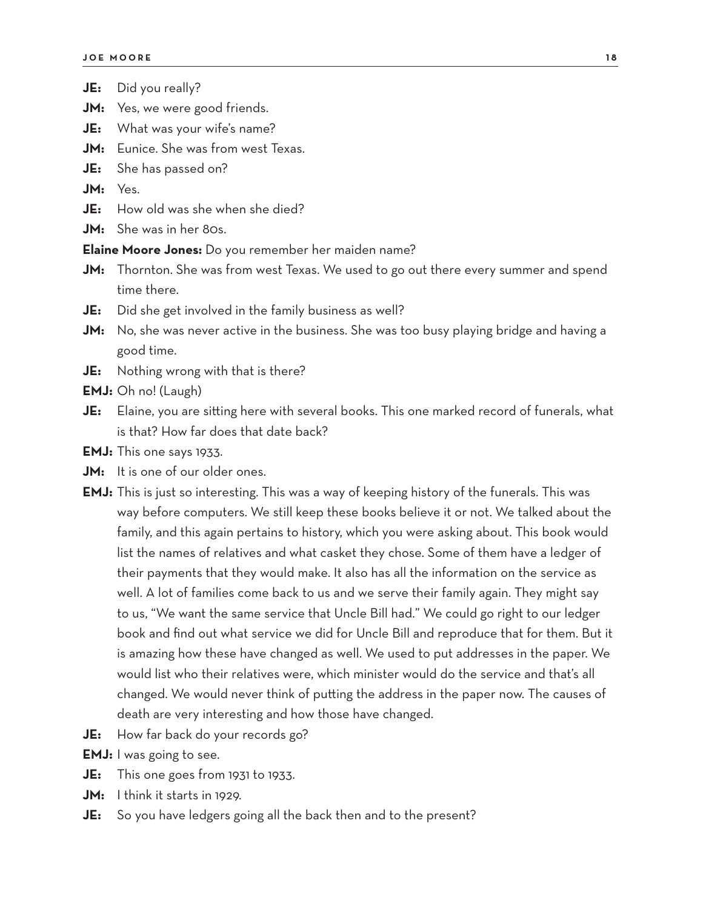**JE:** Did you really?

**JM:** Yes, we were good friends.

**JE:** What was your wife's name?

**JM:** Eunice. She was from west Texas.

**JE:** She has passed on?

**JM:** Yes.

**JE:** How old was she when she died?

**JM:** She was in her 80s.

**Elaine Moore Jones:** Do you remember her maiden name?

**JM:** Thornton. She was from west Texas. We used to go out there every summer and spend time there.

**JE:** Did she get involved in the family business as well?

**JM:** No, she was never active in the business. She was too busy playing bridge and having a good time.

**JE:** Nothing wrong with that is there?

**EMJ:** Oh no! (Laugh)

**JE:** Elaine, you are sitting here with several books. This one marked record of funerals, what is that? How far does that date back?

**EMJ:** This one says 1933.

**JM:** It is one of our older ones.

**EMJ:** This is just so interesting. This was a way of keeping history of the funerals. This was way before computers. We still keep these books believe it or not. We talked about the family, and this again pertains to history, which you were asking about. This book would list the names of relatives and what casket they chose. Some of them have a ledger of their payments that they would make. It also has all the information on the service as well. A lot of families come back to us and we serve their family again. They might say to us, "We want the same service that Uncle Bill had." We could go right to our ledger book and find out what service we did for Uncle Bill and reproduce that for them. But it is amazing how these have changed as well. We used to put addresses in the paper. We would list who their relatives were, which minister would do the service and that's all changed. We would never think of putting the address in the paper now. The causes of death are very interesting and how those have changed.

**JE:** How far back do your records go?

**EMJ:** I was going to see.

**JE:** This one goes from 1931 to 1933.

**JM:** I think it starts in 1929.

**JE:** So you have ledgers going all the back then and to the present?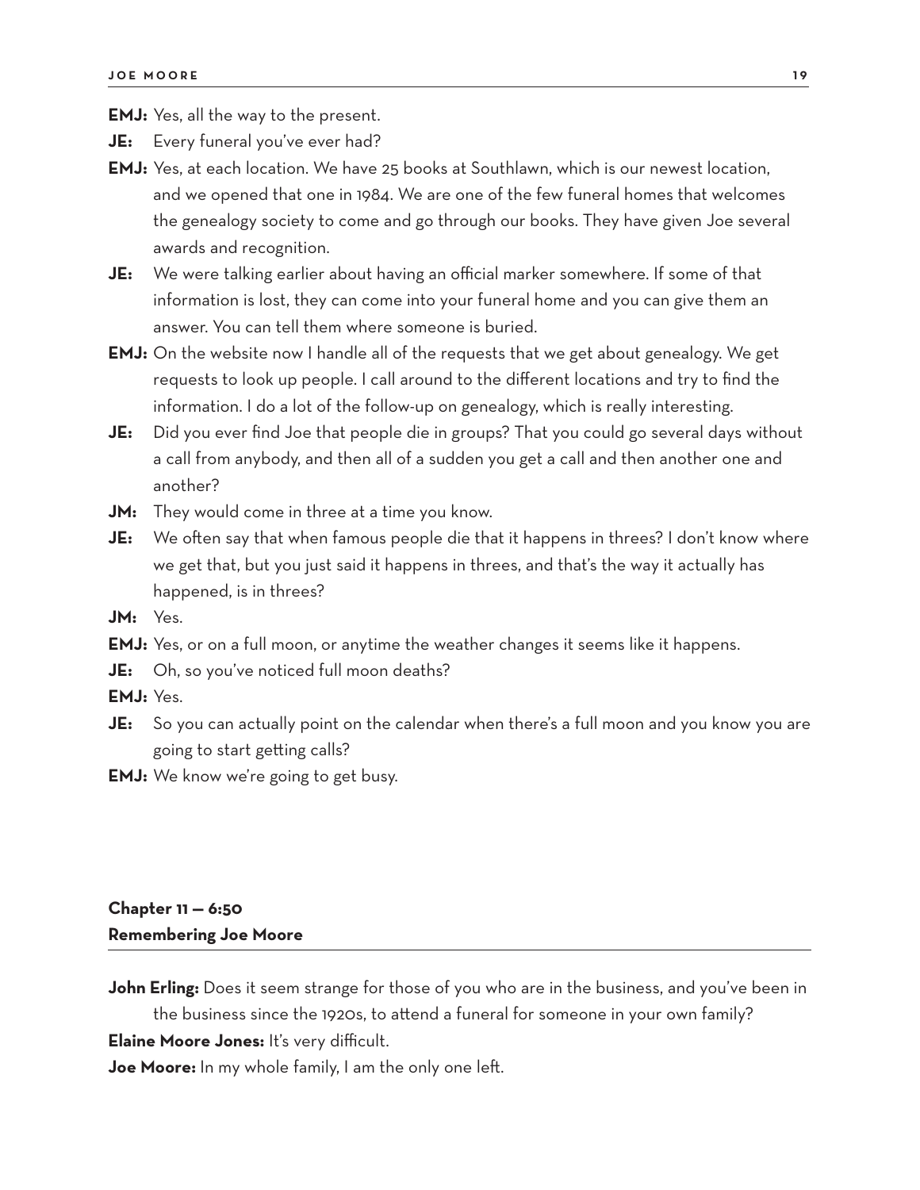**EMJ:** Yes, all the way to the present.

**JE:** Every funeral you've ever had?

**EMJ:** Yes, at each location. We have 25 books at Southlawn, which is our newest location, and we opened that one in 1984. We are one of the few funeral homes that welcomes the genealogy society to come and go through our books. They have given Joe several awards and recognition.

**JE:** We were talking earlier about having an official marker somewhere. If some of that information is lost, they can come into your funeral home and you can give them an answer. You can tell them where someone is buried.

**EMJ:** On the website now I handle all of the requests that we get about genealogy. We get requests to look up people. I call around to the different locations and try to find the information. I do a lot of the follow-up on genealogy, which is really interesting.

**JE:** Did you ever find Joe that people die in groups? That you could go several days without a call from anybody, and then all of a sudden you get a call and then another one and another?

**JM:** They would come in three at a time you know.

**JE:** We often say that when famous people die that it happens in threes? I don't know where we get that, but you just said it happens in threes, and that's the way it actually has happened, is in threes?

**JM:** Yes.

**EMJ:** Yes, or on a full moon, or anytime the weather changes it seems like it happens.

**JE:** Oh, so you've noticed full moon deaths?

**EMJ:** Yes.

**JE:** So you can actually point on the calendar when there's a full moon and you know you are going to start getting calls?

**EMJ:** We know we're going to get busy.

## Chapter 11 — 6:50
## Remembering Joe Moore

**John Erling:** Does it seem strange for those of you who are in the business, and you've been in the business since the 1920s, to attend a funeral for someone in your own family?

**Elaine Moore Jones:** It's very difficult.

**Joe Moore:** In my whole family, I am the only one left.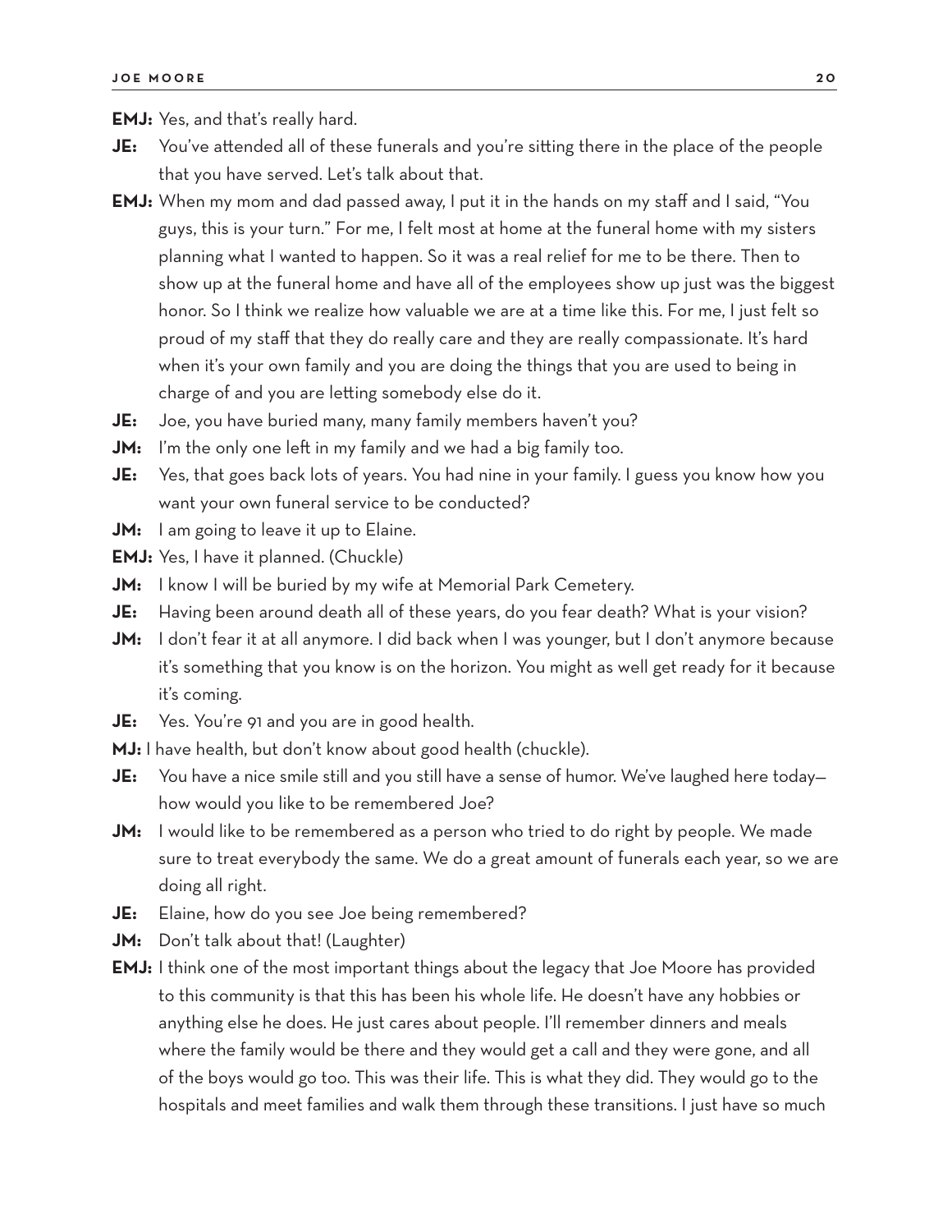**EMJ:** Yes, and that's really hard.

**JE:** You've attended all of these funerals and you're sitting there in the place of the people that you have served. Let's talk about that.

**EMJ:** When my mom and dad passed away, I put it in the hands on my staff and I said, "You guys, this is your turn." For me, I felt most at home at the funeral home with my sisters planning what I wanted to happen. So it was a real relief for me to be there. Then to show up at the funeral home and have all of the employees show up just was the biggest honor. So I think we realize how valuable we are at a time like this. For me, I just felt so proud of my staff that they do really care and they are really compassionate. It's hard when it's your own family and you are doing the things that you are used to being in charge of and you are letting somebody else do it.

**JE:** Joe, you have buried many, many family members haven't you?

**JM:** I'm the only one left in my family and we had a big family too.

**JE:** Yes, that goes back lots of years. You had nine in your family. I guess you know how you want your own funeral service to be conducted?

**JM:** I am going to leave it up to Elaine.

**EMJ:** Yes, I have it planned. (Chuckle)

**JM:** I know I will be buried by my wife at Memorial Park Cemetery.

**JE:** Having been around death all of these years, do you fear death? What is your vision?

**JM:** I don't fear it at all anymore. I did back when I was younger, but I don't anymore because it's something that you know is on the horizon. You might as well get ready for it because it's coming.

**JE:** Yes. You're 91 and you are in good health.

**MJ:** I have health, but don't know about good health (chuckle).

**JE:** You have a nice smile still and you still have a sense of humor. We've laughed here today—how would you like to be remembered Joe?

**JM:** I would like to be remembered as a person who tried to do right by people. We made sure to treat everybody the same. We do a great amount of funerals each year, so we are doing all right.

**JE:** Elaine, how do you see Joe being remembered?

**JM:** Don't talk about that! (Laughter)

**EMJ:** I think one of the most important things about the legacy that Joe Moore has provided to this community is that this has been his whole life. He doesn't have any hobbies or anything else he does. He just cares about people. I'll remember dinners and meals where the family would be there and they would get a call and they were gone, and all of the boys would go too. This was their life. This is what they did. They would go to the hospitals and meet families and walk them through these transitions. I just have so much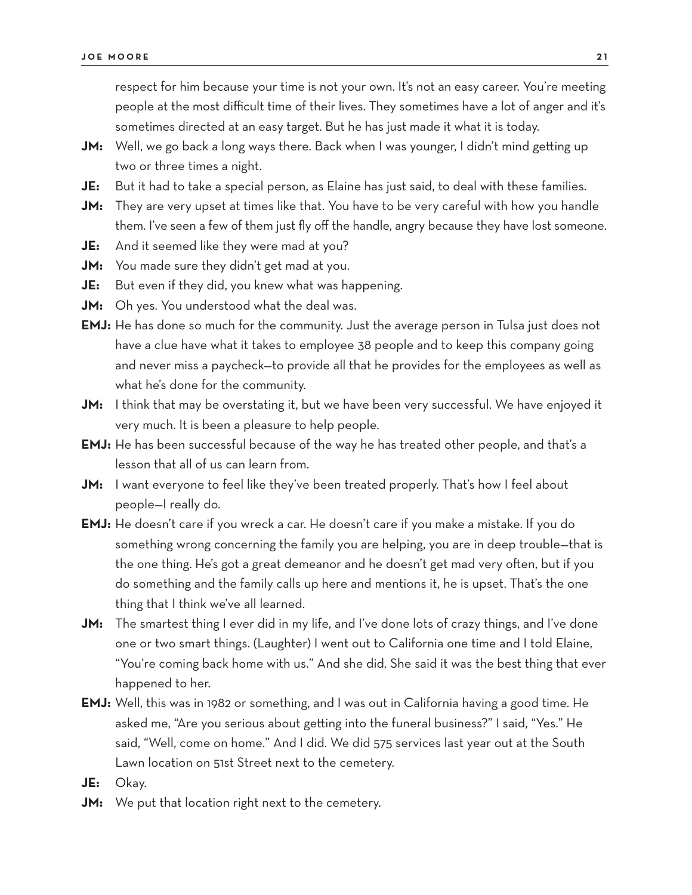respect for him because your time is not your own. It's not an easy career. You're meeting people at the most difficult time of their lives. They sometimes have a lot of anger and it's sometimes directed at an easy target. But he has just made it what it is today.

**JM:** Well, we go back a long ways there. Back when I was younger, I didn't mind getting up two or three times a night.

**JE:** But it had to take a special person, as Elaine has just said, to deal with these families.

**JM:** They are very upset at times like that. You have to be very careful with how you handle them. I've seen a few of them just fly off the handle, angry because they have lost someone.

**JE:** And it seemed like they were mad at you?

**JM:** You made sure they didn't get mad at you.

**JE:** But even if they did, you knew what was happening.

**JM:** Oh yes. You understood what the deal was.

**EMJ:** He has done so much for the community. Just the average person in Tulsa just does not have a clue have what it takes to employee 38 people and to keep this company going and never miss a paycheck—to provide all that he provides for the employees as well as what he's done for the community.

**JM:** I think that may be overstating it, but we have been very successful. We have enjoyed it very much. It is been a pleasure to help people.

**EMJ:** He has been successful because of the way he has treated other people, and that's a lesson that all of us can learn from.

**JM:** I want everyone to feel like they've been treated properly. That's how I feel about people—I really do.

**EMJ:** He doesn't care if you wreck a car. He doesn't care if you make a mistake. If you do something wrong concerning the family you are helping, you are in deep trouble—that is the one thing. He's got a great demeanor and he doesn't get mad very often, but if you do something and the family calls up here and mentions it, he is upset. That's the one thing that I think we've all learned.

**JM:** The smartest thing I ever did in my life, and I've done lots of crazy things, and I've done one or two smart things. (Laughter) I went out to California one time and I told Elaine, "You're coming back home with us." And she did. She said it was the best thing that ever happened to her.

**EMJ:** Well, this was in 1982 or something, and I was out in California having a good time. He asked me, "Are you serious about getting into the funeral business?" I said, "Yes." He said, "Well, come on home." And I did. We did 575 services last year out at the South Lawn location on 51st Street next to the cemetery.

**JE:** Okay.

**JM:** We put that location right next to the cemetery.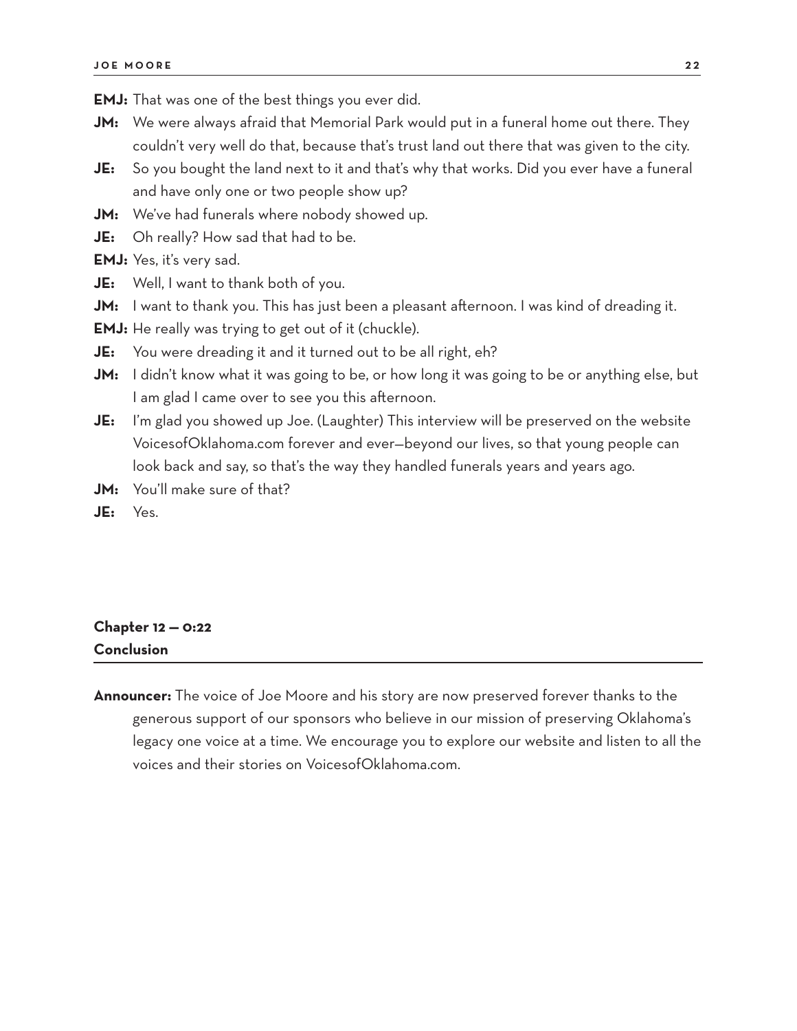**EMJ:** That was one of the best things you ever did.

**JM:** We were always afraid that Memorial Park would put in a funeral home out there. They couldn't very well do that, because that's trust land out there that was given to the city.

**JE:** So you bought the land next to it and that's why that works. Did you ever have a funeral and have only one or two people show up?

**JM:** We've had funerals where nobody showed up.

**JE:** Oh really? How sad that had to be.

**EMJ:** Yes, it's very sad.

**JE:** Well, I want to thank both of you.

**JM:** I want to thank you. This has just been a pleasant afternoon. I was kind of dreading it.

**EMJ:** He really was trying to get out of it (chuckle).

**JE:** You were dreading it and it turned out to be all right, eh?

**JM:** I didn't know what it was going to be, or how long it was going to be or anything else, but I am glad I came over to see you this afternoon.

**JE:** I'm glad you showed up Joe. (Laughter) This interview will be preserved on the website VoicesofOklahoma.com forever and ever—beyond our lives, so that young people can look back and say, so that's the way they handled funerals years and years ago.

**JM:** You'll make sure of that?

**JE:** Yes.

## Chapter 12 — 0:22
## Conclusion

**Announcer:** The voice of Joe Moore and his story are now preserved forever thanks to the generous support of our sponsors who believe in our mission of preserving Oklahoma's legacy one voice at a time. We encourage you to explore our website and listen to all the voices and their stories on VoicesofOklahoma.com.